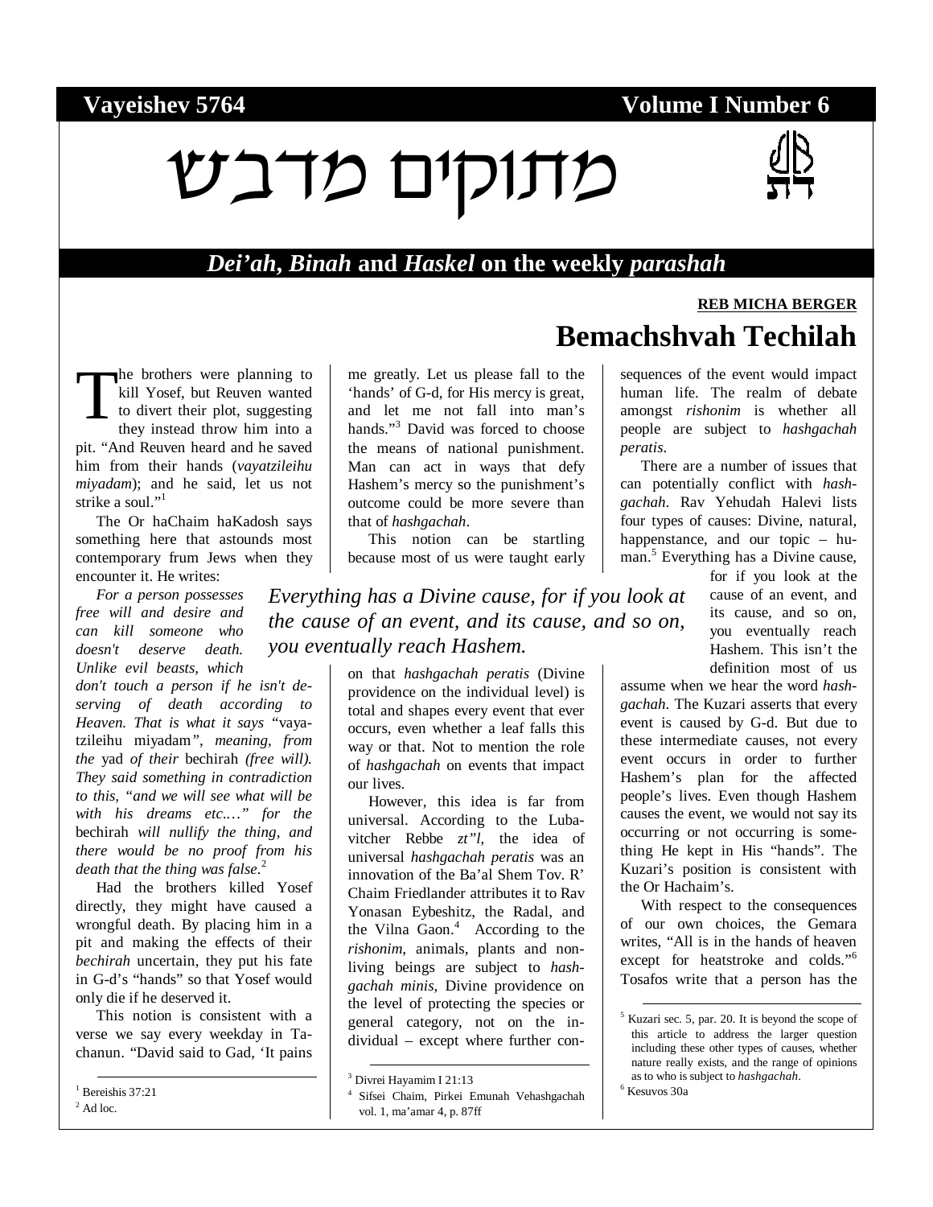**Vayeishev 5764** **Volume I Number 6**

# מתוקים מדבש

## *Dei'ah*, *Binah* and *Haskel* on the weekly *parashah*

**REB MICHA BERGER**

# Bemachshvah Techilah

The brothers were planning to kill Yosef, but Reuven wanted to divert their plot, suggesting they instead throw him into a pit. "And Reuven heard and he saved him from their hands (*vayatzileihu miyadam*); and he said, let us not strike a soul."[1]

The Or haChaim haKadosh says something here that astounds most contemporary frum Jews when they encounter it. He writes:

*For a person possesses free will and desire and can kill someone who doesn't deserve death. Unlike evil beasts, which don't touch a person if he isn't deserving of death according to Heaven. That is what it says "*vayatzileihu miyadam*", meaning, from the* yad *of their* bechirah *(free will). They said something in contradiction to this, "and we will see what will be with his dreams etc.…" for the* bechirah *will nullify the thing, and there would be no proof from his death that the thing was false.*[2]

Had the brothers killed Yosef directly, they might have caused a wrongful death. By placing him in a pit and making the effects of their *bechirah* uncertain, they put his fate in G-d's "hands" so that Yosef would only die if he deserved it.

This notion is consistent with a verse we say every weekday in Tachanun. "David said to Gad, 'It pains me greatly. Let us please fall to the 'hands' of G-d, for His mercy is great, and let me not fall into man's hands."[3] David was forced to choose the means of national punishment. Man can act in ways that defy Hashem's mercy so the punishment's outcome could be more severe than that of *hashgachah*.

This notion can be startling because most of us were taught early on that *hashgachah peratis* (Divine providence on the individual level) is total and shapes every event that ever occurs, even whether a leaf falls this way or that. Not to mention the role of *hashgachah* on events that impact our lives.

However, this idea is far from universal. According to the Lubavitcher Rebbe *zt"l*, the idea of universal *hashgachah peratis* was an innovation of the Ba'al Shem Tov. R' Chaim Friedlander attributes it to Rav Yonasan Eybeshitz, the Radal, and the Vilna Gaon.[4] According to the *rishonim*, animals, plants and non-living beings are subject to *hashgachah minis*, Divine providence on the level of protecting the species or general category, not on the individual – except where further consequences of the event would impact human life. The realm of debate amongst *rishonim* is whether all people are subject to *hashgachah peratis*.

> *Everything has a Divine cause, for if you look at the cause of an event, and its cause, and so on, you eventually reach Hashem.*

There are a number of issues that can potentially conflict with *hashgachah*. Rav Yehudah Halevi lists four types of causes: Divine, natural, happenstance, and our topic – human.[5] Everything has a Divine cause, for if you look at the cause of an event, and its cause, and so on, you eventually reach Hashem. This isn't the definition most of us assume when we hear the word *hashgachah*. The Kuzari asserts that every event is caused by G-d. But due to these intermediate causes, not every event occurs in order to further Hashem's plan for the affected people's lives. Even though Hashem causes the event, we would not say its occurring or not occurring is something He kept in His "hands". The Kuzari's position is consistent with the Or Hachaim's.

With respect to the consequences of our own choices, the Gemara writes, "All is in the hands of heaven except for heatstroke and colds."[6] Tosafos write that a person has the

---

[1] Bereishis 37:21

[2] Ad loc.

[3] Divrei Hayamim I 21:13

[4] Sifsei Chaim, Pirkei Emunah Vehashgachah vol. 1, ma'amar 4, p. 87ff

[5] Kuzari sec. 5, par. 20. It is beyond the scope of this article to address the larger question including these other types of causes, whether nature really exists, and the range of opinions as to who is subject to *hashgachah*.

[6] Kesuvos 30a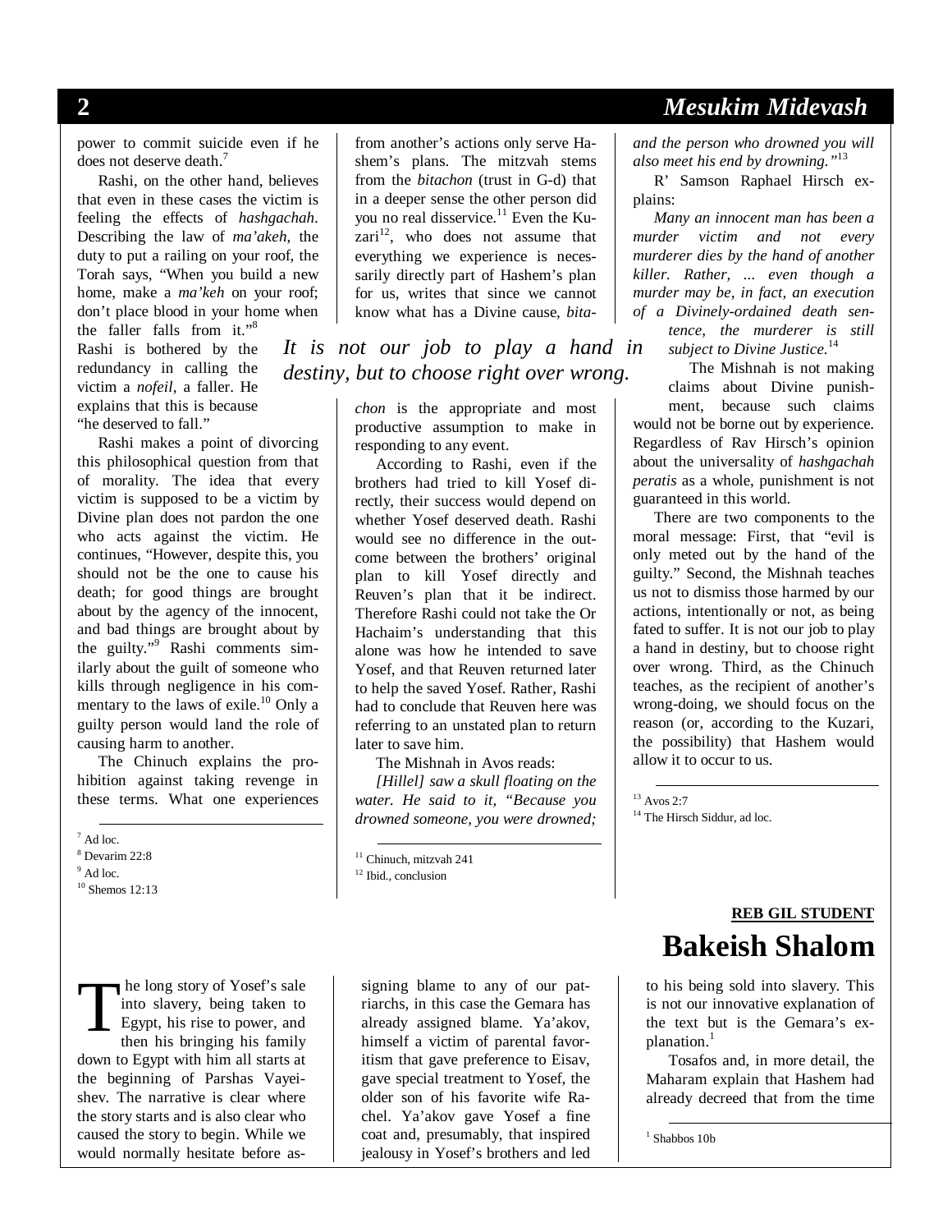power to commit suicide even if he does not deserve death.[7]

Rashi, on the other hand, believes that even in these cases the victim is feeling the effects of *hashgachah*. Describing the law of *ma'akeh*, the duty to put a railing on your roof, the Torah says, "When you build a new home, make a *ma'keh* on your roof; don't place blood in your home when the faller falls from it."[8] Rashi is bothered by the redundancy in calling the victim a *nofeil*, a faller. He explains that this is because "he deserved to fall."

Rashi makes a point of divorcing this philosophical question from that of morality. The idea that every victim is supposed to be a victim by Divine plan does not pardon the one who acts against the victim. He continues, "However, despite this, you should not be the one to cause his death; for good things are brought about by the agency of the innocent, and bad things are brought about by the guilty."[9] Rashi comments similarly about the guilt of someone who kills through negligence in his commentary to the laws of exile.[10] Only a guilty person would land the role of causing harm to another.

The Chinuch explains the prohibition against taking revenge in these terms. What one experiences from another's actions only serve Hashem's plans. The mitzvah stems from the *bitachon* (trust in G-d) that in a deeper sense the other person did you no real disservice.[11] Even the Kuzari[12], who does not assume that everything we experience is necessarily directly part of Hashem's plan for us, writes that since we cannot know what has a Divine cause, *bitachon* is the appropriate and most productive assumption to make in responding to any event.

*It is not our job to play a hand in destiny, but to choose right over wrong.*

According to Rashi, even if the brothers had tried to kill Yosef directly, their success would depend on whether Yosef deserved death. Rashi would see no difference in the outcome between the brothers' original plan to kill Yosef directly and Reuven's plan that it be indirect. Therefore Rashi could not take the Or Hachaim's understanding that this alone was how he intended to save Yosef, and that Reuven returned later to help the saved Yosef. Rather, Rashi had to conclude that Reuven here was referring to an unstated plan to return later to save him.

The Mishnah in Avos reads:

*[Hillel] saw a skull floating on the water. He said to it, "Because you drowned someone, you were drowned; and the person who drowned you will also meet his end by drowning."*[13]

R' Samson Raphael Hirsch explains:

*Many an innocent man has been a murder victim and not every murderer dies by the hand of another killer. Rather, ... even though a murder may be, in fact, an execution of a Divinely-ordained death sentence, the murderer is still subject to Divine Justice.*[14]

The Mishnah is not making claims about Divine punishment, because such claims would not be borne out by experience. Regardless of Rav Hirsch's opinion about the universality of *hashgachah peratis* as a whole, punishment is not guaranteed in this world.

There are two components to the moral message: First, that "evil is only meted out by the hand of the guilty." Second, the Mishnah teaches us not to dismiss those harmed by our actions, intentionally or not, as being fated to suffer. It is not our job to play a hand in destiny, but to choose right over wrong. Third, as the Chinuch teaches, as the recipient of another's wrong-doing, we should focus on the reason (or, according to the Kuzari, the possibility) that Hashem would allow it to occur to us.

[7] Ad loc.
[8] Devarim 22:8
[9] Ad loc.
[10] Shemos 12:13
[11] Chinuch, mitzvah 241
[12] Ibid., conclusion
[13] Avos 2:7
[14] The Hirsch Siddur, ad loc.

**REB GIL STUDENT**

# Bakeish Shalom

The long story of Yosef's sale into slavery, being taken to Egypt, his rise to power, and then his bringing his family down to Egypt with him all starts at the beginning of Parshas Vayeishev. The narrative is clear where the story starts and is also clear who caused the story to begin. While we would normally hesitate before assigning blame to any of our patriarchs, in this case the Gemara has already assigned blame. Ya'akov, himself a victim of parental favoritism that gave preference to Eisav, gave special treatment to Yosef, the older son of his favorite wife Rachel. Ya'akov gave Yosef a fine coat and, presumably, that inspired jealousy in Yosef's brothers and led to his being sold into slavery. This is not our innovative explanation of the text but is the Gemara's explanation.[1]

Tosafos and, in more detail, the Maharam explain that Hashem had already decreed that from the time

[1] Shabbos 10b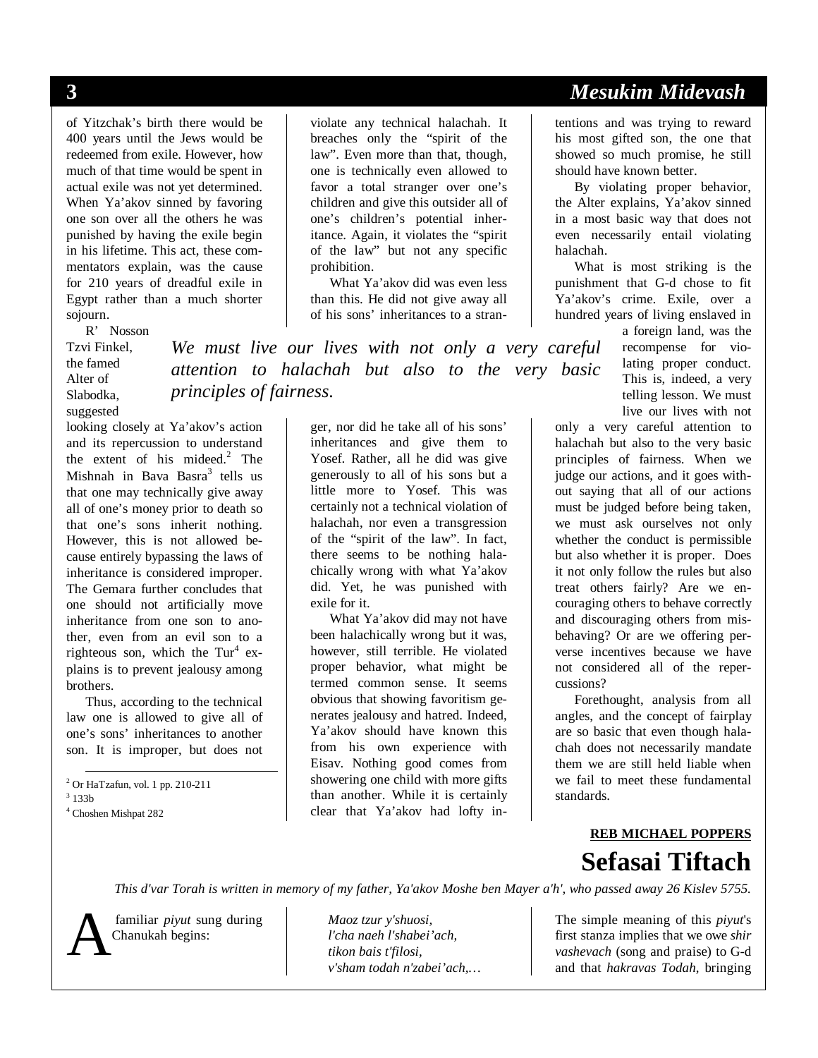of Yitzchak's birth there would be 400 years until the Jews would be redeemed from exile. However, how much of that time would be spent in actual exile was not yet determined. When Ya'akov sinned by favoring one son over all the others he was punished by having the exile begin in his lifetime. This act, these commentators explain, was the cause for 210 years of dreadful exile in Egypt rather than a much shorter sojourn.

R' Nosson Tzvi Finkel, the famed Alter of Slabodka, suggested looking closely at Ya'akov's action and its repercussion to understand the extent of his mideed.[2] The Mishnah in Bava Basra[3] tells us that one may technically give away all of one's money prior to death so that one's sons inherit nothing. However, this is not allowed because entirely bypassing the laws of inheritance is considered improper. The Gemara further concludes that one should not artificially move inheritance from one son to another, even from an evil son to a righteous son, which the Tur[4] explains is to prevent jealousy among brothers.

Thus, according to the technical law one is allowed to give all of one's sons' inheritances to another son. It is improper, but does not violate any technical halachah. It breaches only the "spirit of the law". Even more than that, though, one is technically even allowed to favor a total stranger over one's children and give this outsider all of one's children's potential inheritance. Again, it violates the "spirit of the law" but not any specific prohibition.

What Ya'akov did was even less than this. He did not give away all of his sons' inheritances to a stranger, nor did he take all of his sons' inheritances and give them to Yosef. Rather, all he did was give generously to all of his sons but a little more to Yosef. This was certainly not a technical violation of halachah, nor even a transgression of the "spirit of the law". In fact, there seems to be nothing halachically wrong with what Ya'akov did. Yet, he was punished with exile for it.

What Ya'akov did may not have been halachically wrong but it was, however, still terrible. He violated proper behavior, what might be termed common sense. It seems obvious that showing favoritism generates jealousy and hatred. Indeed, Ya'akov should have known this from his own experience with Eisav. Nothing good comes from showering one child with more gifts than another. While it is certainly clear that Ya'akov had lofty intentions and was trying to reward his most gifted son, the one that showed so much promise, he still should have known better.

By violating proper behavior, the Alter explains, Ya'akov sinned in a most basic way that does not even necessarily entail violating halachah.

What is most striking is the punishment that G-d chose to fit Ya'akov's crime. Exile, over a hundred years of living enslaved in a foreign land, was the recompense for violating proper conduct. This is, indeed, a very telling lesson. We must live our lives with not only a very careful attention to halachah but also to the very basic principles of fairness. When we judge our actions, and it goes without saying that all of our actions must be judged before being taken, we must ask ourselves not only whether the conduct is permissible but also whether it is proper. Does it not only follow the rules but also treat others fairly? Are we encouraging others to behave correctly and discouraging others from misbehaving? Or are we offering perverse incentives because we have not considered all of the repercussions?

Forethought, analysis from all angles, and the concept of fairplay are so basic that even though halachah does not necessarily mandate them we are still held liable when we fail to meet these fundamental standards.

*We must live our lives with not only a very careful attention to halachah but also to the very basic principles of fairness.*

[2] Or HaTzafun, vol. 1 pp. 210-211

[3] 133b

[4] Choshen Mishpat 282

**REB MICHAEL POPPERS**

# Sefasai Tiftach

*This d'var Torah is written in memory of my father, Ya'akov Moshe ben Mayer a'h', who passed away 26 Kislev 5755.*

A familiar *piyut* sung during Chanukah begins:

*Maoz tzur y'shuosi,*
*l'cha naeh l'shabei'ach,*
*tikon bais t'filosi,*
*v'sham todah n'zabei'ach,…*

The simple meaning of this *piyut*'s first stanza implies that we owe *shir vashevach* (song and praise) to G-d and that *hakravas Todah*, bringing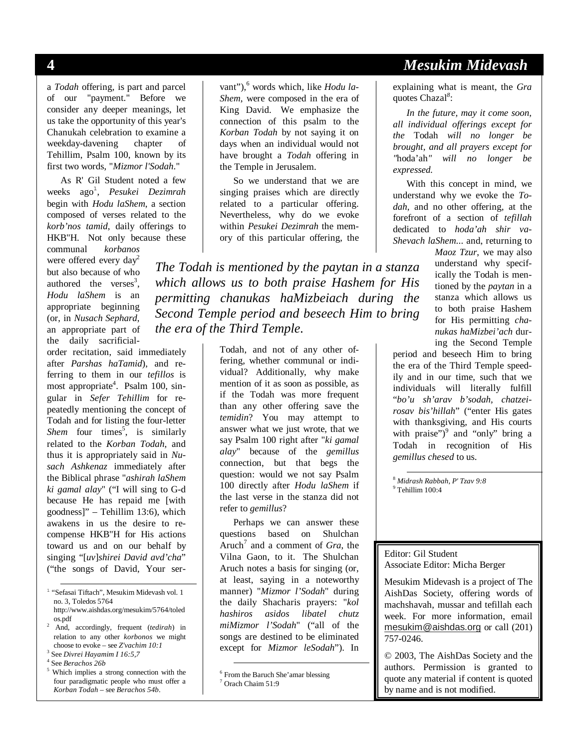a *Todah* offering, is part and parcel of our "payment." Before we consider any deeper meanings, let us take the opportunity of this year's Chanukah celebration to examine a weekday-davening chapter of Tehillim, Psalm 100, known by its first two words, "*Mizmor l'Sodah*."

As R' Gil Student noted a few weeks ago[1], *Pesukei Dezimrah* begin with *Hodu laShem*, a section composed of verses related to the *korb'nos tamid*, daily offerings to HKB"H. Not only because these communal *korbanos* were offered every day[2] but also because of who authored the verses[3], *Hodu laShem* is an appropriate beginning (or, in *Nusach Sephard*, an appropriate part of the daily sacrificial-order recitation, said immediately after *Parshas haTamid*), and referring to them in our *tefillos* is most appropriate[4]. Psalm 100, singular in *Sefer Tehillim* for repeatedly mentioning the concept of Todah and for listing the four-letter *Shem* four times[5], is similarly related to the *Korban Todah*, and thus it is appropriately said in *Nusach Ashkenaz* immediately after the Biblical phrase "*ashirah laShem ki gamal alay*" ("I will sing to G-d because He has repaid me [with goodness]" – Tehillim 13:6), which awakens in us the desire to recompense HKB"H for His actions toward us and on our behalf by singing "[*uv*]*shirei David avd'cha*" ("the songs of David, Your servant"),[6] words which, like *Hodu la-Shem*, were composed in the era of King David. We emphasize the connection of this psalm to the *Korban Todah* by not saying it on days when an individual would not have brought a *Todah* offering in the Temple in Jerusalem.

So we understand that we are singing praises which are directly related to a particular offering. Nevertheless, why do we evoke within *Pesukei Dezimrah* the memory of this particular offering, the Todah, and not of any other offering, whether communal or individual? Additionally, why make mention of it as soon as possible, as if the Todah was more frequent than any other offering save the *temidin*? You may attempt to answer what we just wrote, that we say Psalm 100 right after "*ki gamal alay*" because of the *gemillus* connection, but that begs the question: would we not say Psalm 100 directly after *Hodu laShem* if the last verse in the stanza did not refer to *gemillus*?

*The Todah is mentioned by the paytan in a stanza which allows us to both praise Hashem for His permitting chanukas haMizbeiach during the Second Temple period and beseech Him to bring the era of the Third Temple.*

Perhaps we can answer these questions based on Shulchan Aruch[7] and a comment of *Gra*, the Vilna Gaon, to it. The Shulchan Aruch notes a basis for singing (or, at least, saying in a noteworthy manner) "*Mizmor l'Sodah*" during the daily Shacharis prayers: "*kol hashiros asidos libatel chutz miMizmor l'Sodah*" ("all of the songs are destined to be eliminated except for *Mizmor leSodah*"). In explaining what is meant, the *Gra* quotes Chazal[8]:

> *In the future, may it come soon, all individual offerings except for the* Todah *will no longer be brought, and all prayers except for "*hoda'ah*" will no longer be expressed.*

With this concept in mind, we understand why we evoke the *Todah*, and no other offering, at the forefront of a section of *tefillah* dedicated to *hoda'ah shir va-Shevach laShem*... and, returning to *Maoz Tzur*, we may also understand why specifically the Todah is mentioned by the *paytan* in a stanza which allows us to both praise Hashem for His permitting *chanukas haMizbei'ach* during the Second Temple period and beseech Him to bring the era of the Third Temple speedily and in our time, such that we individuals will literally fulfill "*bo'u sh'arav b'sodah, chatzeirosav bis'hillah*" ("enter His gates with thanksgiving, and His courts with praise")[9] and "only" bring a Todah in recognition of His *gemillus chesed* to us.

---

[1] "Sefasai Tiftach", Mesukim Midevash vol. 1 no. 3, Toledos 5764 http://www.aishdas.org/mesukim/5764/toledos.pdf

[2] And, accordingly, frequent (*tedirah*) in relation to any other *korbonos* we might choose to evoke – see *Z'vachim 10:1*

[3] See *Divrei Hayamim I 16:5,7*

[4] See *Berachos 26b*

[5] Which implies a strong connection with the four paradigmatic people who must offer a *Korban Todah* – see *Berachos 54b*.

[6] From the Baruch She'amar blessing

[7] Orach Chaim 51:9

[8] *Midrash Rabbah, P' Tzav 9:8*

[9] Tehillim 100:4

---

Editor: Gil Student
Associate Editor: Micha Berger

Mesukim Midevash is a project of The AishDas Society, offering words of machshavah, mussar and tefillah each week. For more information, email mesukim@aishdas.org or call (201) 757-0246.

© 2003, The AishDas Society and the authors. Permission is granted to quote any material if content is quoted by name and is not modified.